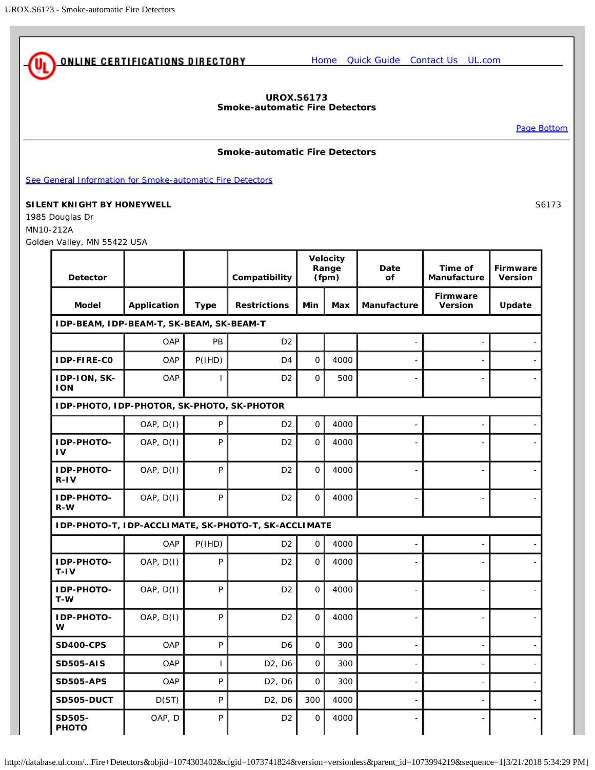ONLINE CERTIFICATIONS DIRECTORY

Home Quick Guide Contact Us UL.com

## UROX.S6173
## Smoke-automatic Fire Detectors

Page Bottom

### Smoke-automatic Fire Detectors

See General Information for Smoke-automatic Fire Detectors

**SILENT KNIGHT BY HONEYWELL**
1985 Douglas Dr
MN10-212A
Golden Valley, MN 55422 USA

S6173

| Detector | | | Compatibility | Velocity Range (fpm) | | Date of | Time of Manufacture | Firmware Version |
|---|---|---|---|---|---|---|---|---|
| Model | Application | Type | Restrictions | Min | Max | Manufacture | Firmware Version | Update |
| **IDP-BEAM, IDP-BEAM-T, SK-BEAM, SK-BEAM-T** | | | | | | | | |
| | OAP | PB | D2 | | | - | - | - |
| **IDP-FIRE-CO** | OAP | P(IHD) | D4 | 0 | 4000 | - | - | - |
| **IDP-ION, SK-ION** | OAP | I | D2 | 0 | 500 | - | - | - |
| **IDP-PHOTO, IDP-PHOTOR, SK-PHOTO, SK-PHOTOR** | | | | | | | | |
| | OAP, D(I) | P | D2 | 0 | 4000 | - | - | - |
| **IDP-PHOTO-IV** | OAP, D(I) | P | D2 | 0 | 4000 | - | - | - |
| **IDP-PHOTO-R-IV** | OAP, D(I) | P | D2 | 0 | 4000 | - | - | - |
| **IDP-PHOTO-R-W** | OAP, D(I) | P | D2 | 0 | 4000 | - | - | - |
| **IDP-PHOTO-T, IDP-ACCLIMATE, SK-PHOTO-T, SK-ACCLIMATE** | | | | | | | | |
| | OAP | P(IHD) | D2 | 0 | 4000 | - | - | - |
| **IDP-PHOTO-T-IV** | OAP, D(I) | P | D2 | 0 | 4000 | - | - | - |
| **IDP-PHOTO-T-W** | OAP, D(I) | P | D2 | 0 | 4000 | - | - | - |
| **IDP-PHOTO-W** | OAP, D(I) | P | D2 | 0 | 4000 | - | - | - |
| **SD400-CPS** | OAP | P | D6 | 0 | 300 | - | - | - |
| **SD505-AIS** | OAP | I | D2, D6 | 0 | 300 | - | - | - |
| **SD505-APS** | OAP | P | D2, D6 | 0 | 300 | - | - | - |
| **SD505-DUCT** | D(ST) | P | D2, D6 | 300 | 4000 | - | - | - |
| **SD505-PHOTO** | OAP, D | P | D2 | 0 | 4000 | - | - | - |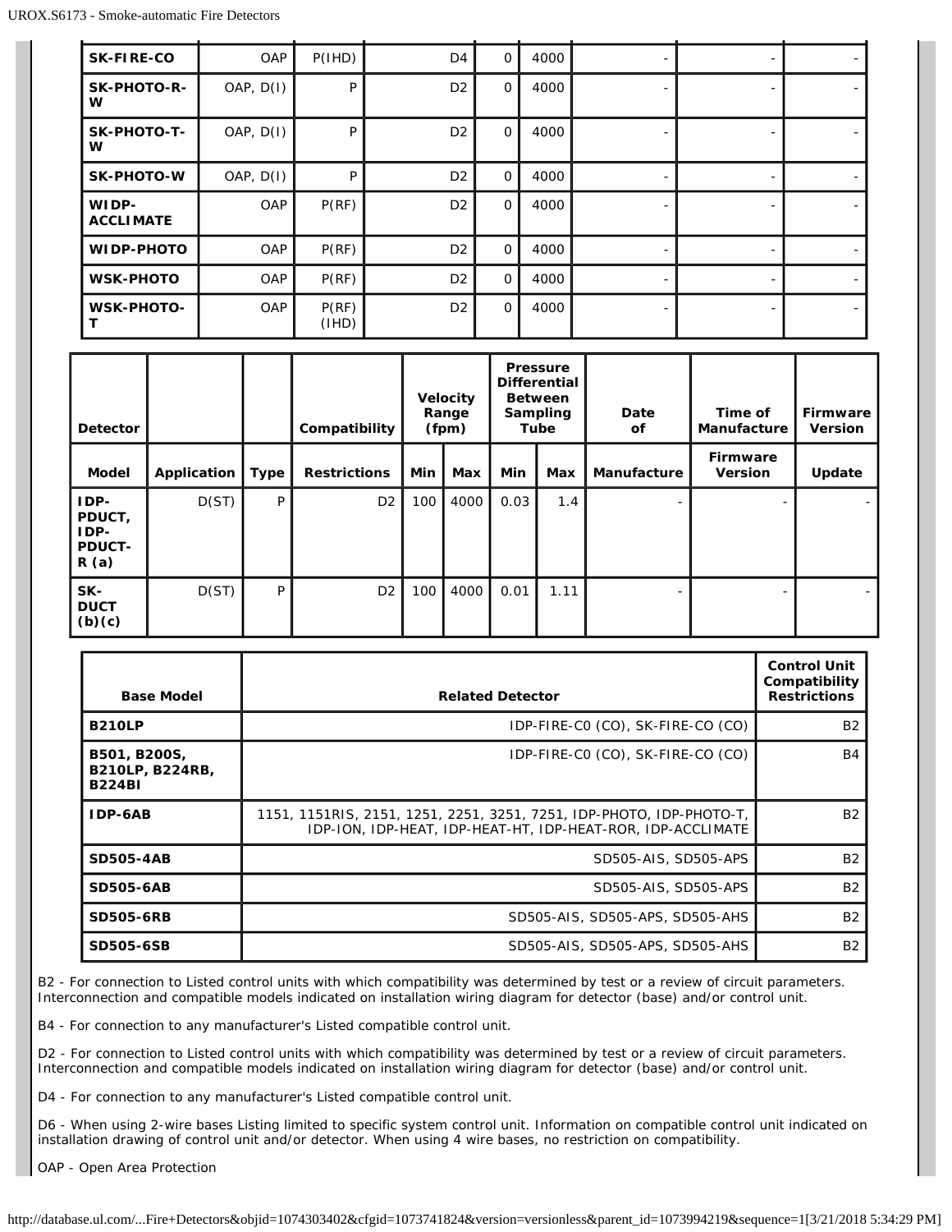| | | | | | | | | |
|---|---|---|---|---|---|---|---|---|
| **SK-FIRE-CO** | OAP | P(IHD) | D4 | 0 | 4000 | - | - | - |
| **SK-PHOTO-R-W** | OAP, D(I) | P | D2 | 0 | 4000 | - | - | - |
| **SK-PHOTO-T-W** | OAP, D(I) | P | D2 | 0 | 4000 | - | - | - |
| **SK-PHOTO-W** | OAP, D(I) | P | D2 | 0 | 4000 | - | - | - |
| **WIDP-ACCLIMATE** | OAP | P(RF) | D2 | 0 | 4000 | - | - | - |
| **WIDP-PHOTO** | OAP | P(RF) | D2 | 0 | 4000 | - | - | - |
| **WSK-PHOTO** | OAP | P(RF) | D2 | 0 | 4000 | - | - | - |
| **WSK-PHOTO-T** | OAP | P(RF) (IHD) | D2 | 0 | 4000 | - | - | - |

| **Detector** | | | **Compatibility** | **Velocity Range (fpm)** | | **Pressure Differential Between Sampling Tube** | | **Date of** | **Time of Manufacture** | **Firmware Version** |
|---|---|---|---|---|---|---|---|---|---|---|
| **Model** | **Application** | **Type** | **Restrictions** | **Min** | **Max** | **Min** | **Max** | **Manufacture** | **Firmware Version** | **Update** |
| **IDP-PDUCT, IDP-PDUCT-R (a)** | D(ST) | P | D2 | 100 | 4000 | 0.03 | 1.4 | - | - | - |
| **SK-DUCT (b)(c)** | D(ST) | P | D2 | 100 | 4000 | 0.01 | 1.11 | - | - | - |

| **Base Model** | **Related Detector** | **Control Unit Compatibility Restrictions** |
|---|---|---|
| **B210LP** | IDP-FIRE-C0 (CO), SK-FIRE-CO (CO) | B2 |
| **B501, B200S, B210LP, B224RB, B224BI** | IDP-FIRE-C0 (CO), SK-FIRE-CO (CO) | B4 |
| **IDP-6AB** | 1151, 1151RIS, 2151, 1251, 2251, 3251, 7251, IDP-PHOTO, IDP-PHOTO-T, IDP-ION, IDP-HEAT, IDP-HEAT-HT, IDP-HEAT-ROR, IDP-ACCLIMATE | B2 |
| **SD505-4AB** | SD505-AIS, SD505-APS | B2 |
| **SD505-6AB** | SD505-AIS, SD505-APS | B2 |
| **SD505-6RB** | SD505-AIS, SD505-APS, SD505-AHS | B2 |
| **SD505-6SB** | SD505-AIS, SD505-APS, SD505-AHS | B2 |

B2 - For connection to Listed control units with which compatibility was determined by test or a review of circuit parameters. Interconnection and compatible models indicated on installation wiring diagram for detector (base) and/or control unit.

B4 - For connection to any manufacturer's Listed compatible control unit.

D2 - For connection to Listed control units with which compatibility was determined by test or a review of circuit parameters. Interconnection and compatible models indicated on installation wiring diagram for detector (base) and/or control unit.

D4 - For connection to any manufacturer's Listed compatible control unit.

D6 - When using 2-wire bases Listing limited to specific system control unit. Information on compatible control unit indicated on installation drawing of control unit and/or detector. When using 4 wire bases, no restriction on compatibility.

OAP - Open Area Protection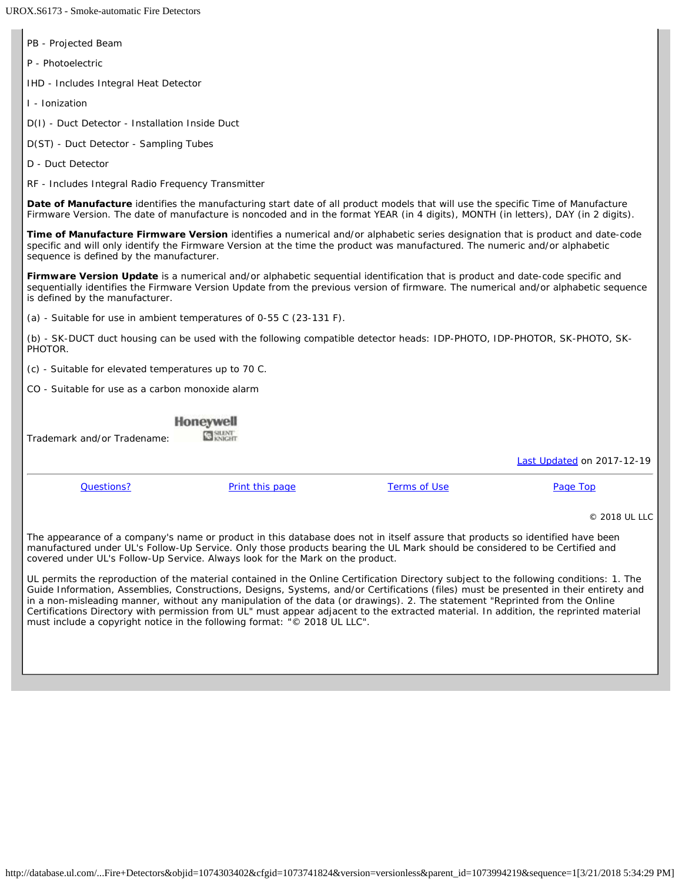PB - Projected Beam

P - Photoelectric

IHD - Includes Integral Heat Detector

I - Ionization

D(I) - Duct Detector - Installation Inside Duct

D(ST) - Duct Detector - Sampling Tubes

D - Duct Detector

RF - Includes Integral Radio Frequency Transmitter

**Date of Manufacture** identifies the manufacturing start date of all product models that will use the specific Time of Manufacture Firmware Version. The date of manufacture is noncoded and in the format YEAR (in 4 digits), MONTH (in letters), DAY (in 2 digits).

**Time of Manufacture Firmware Version** identifies a numerical and/or alphabetic series designation that is product and date-code specific and will only identify the Firmware Version at the time the product was manufactured. The numeric and/or alphabetic sequence is defined by the manufacturer.

**Firmware Version Update** is a numerical and/or alphabetic sequential identification that is product and date-code specific and sequentially identifies the Firmware Version Update from the previous version of firmware. The numerical and/or alphabetic sequence is defined by the manufacturer.

(a) - Suitable for use in ambient temperatures of 0-55 C (23-131 F).

(b) - SK-DUCT duct housing can be used with the following compatible detector heads: IDP-PHOTO, IDP-PHOTOR, SK-PHOTO, SK-PHOTOR.

(c) - Suitable for elevated temperatures up to 70 C.

CO - Suitable for use as a carbon monoxide alarm

Trademark and/or Tradename: Honeywell SILENT KNIGHT

Last Updated on 2017-12-19

Questions? | Print this page | Terms of Use | Page Top

© 2018 UL LLC

The appearance of a company's name or product in this database does not in itself assure that products so identified have been manufactured under UL's Follow-Up Service. Only those products bearing the UL Mark should be considered to be Certified and covered under UL's Follow-Up Service. Always look for the Mark on the product.

UL permits the reproduction of the material contained in the Online Certification Directory subject to the following conditions: 1. The Guide Information, Assemblies, Constructions, Designs, Systems, and/or Certifications (files) must be presented in their entirety and in a non-misleading manner, without any manipulation of the data (or drawings). 2. The statement "Reprinted from the Online Certifications Directory with permission from UL" must appear adjacent to the extracted material. In addition, the reprinted material must include a copyright notice in the following format: "© 2018 UL LLC".